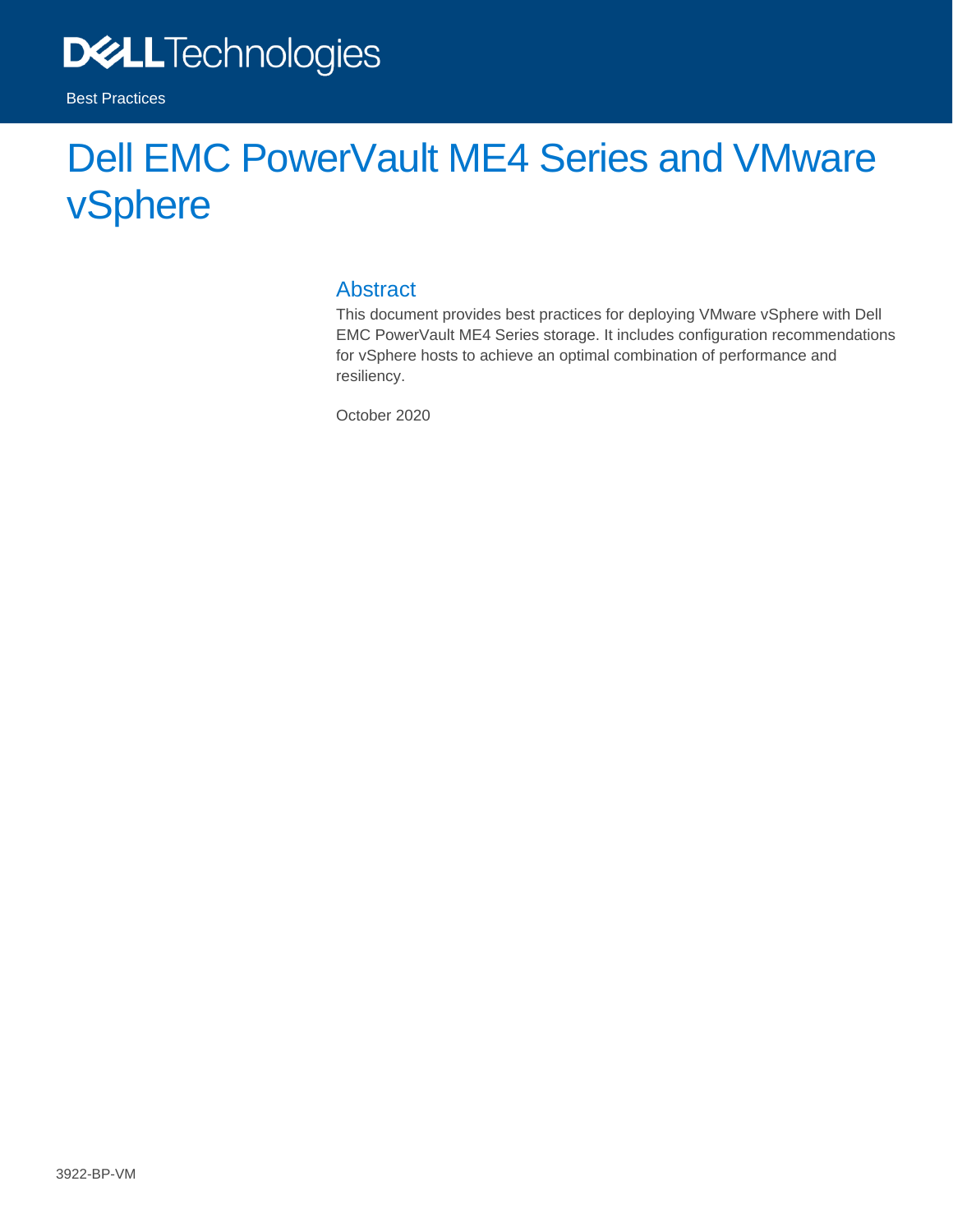Dell Technologies

Best Practices

# Dell EMC PowerVault ME4 Series and VMware vSphere

## Abstract

This document provides best practices for deploying VMware vSphere with Dell EMC PowerVault ME4 Series storage. It includes configuration recommendations for vSphere hosts to achieve an optimal combination of performance and resiliency.

October 2020

3922-BP-VM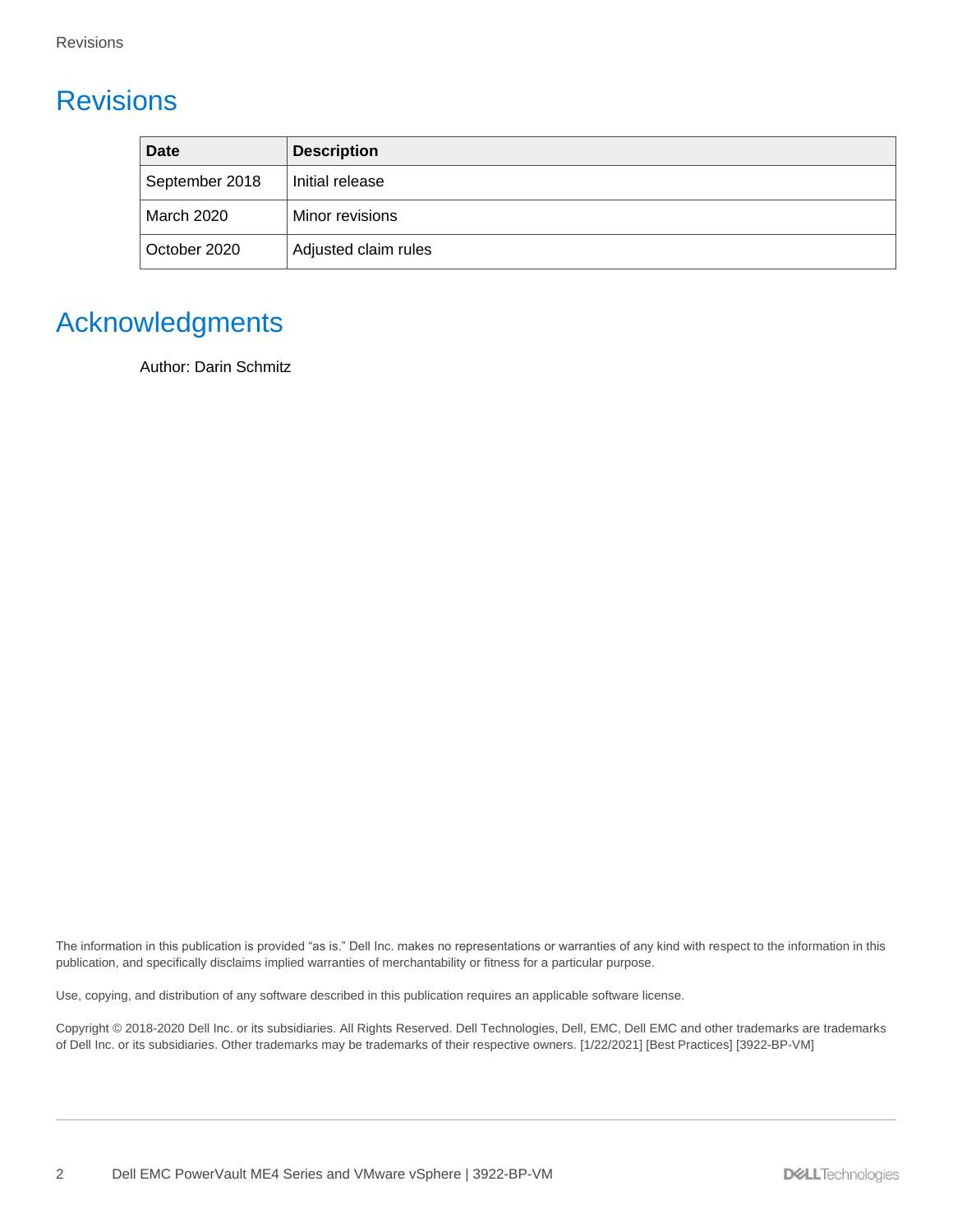# Revisions

| Date | Description |
|---|---|
| September 2018 | Initial release |
| March 2020 | Minor revisions |
| October 2020 | Adjusted claim rules |

# Acknowledgments

Author: Darin Schmitz

The information in this publication is provided "as is." Dell Inc. makes no representations or warranties of any kind with respect to the information in this publication, and specifically disclaims implied warranties of merchantability or fitness for a particular purpose.

Use, copying, and distribution of any software described in this publication requires an applicable software license.

Copyright © 2018-2020 Dell Inc. or its subsidiaries. All Rights Reserved. Dell Technologies, Dell, EMC, Dell EMC and other trademarks are trademarks of Dell Inc. or its subsidiaries. Other trademarks may be trademarks of their respective owners. [1/22/2021] [Best Practices] [3922-BP-VM]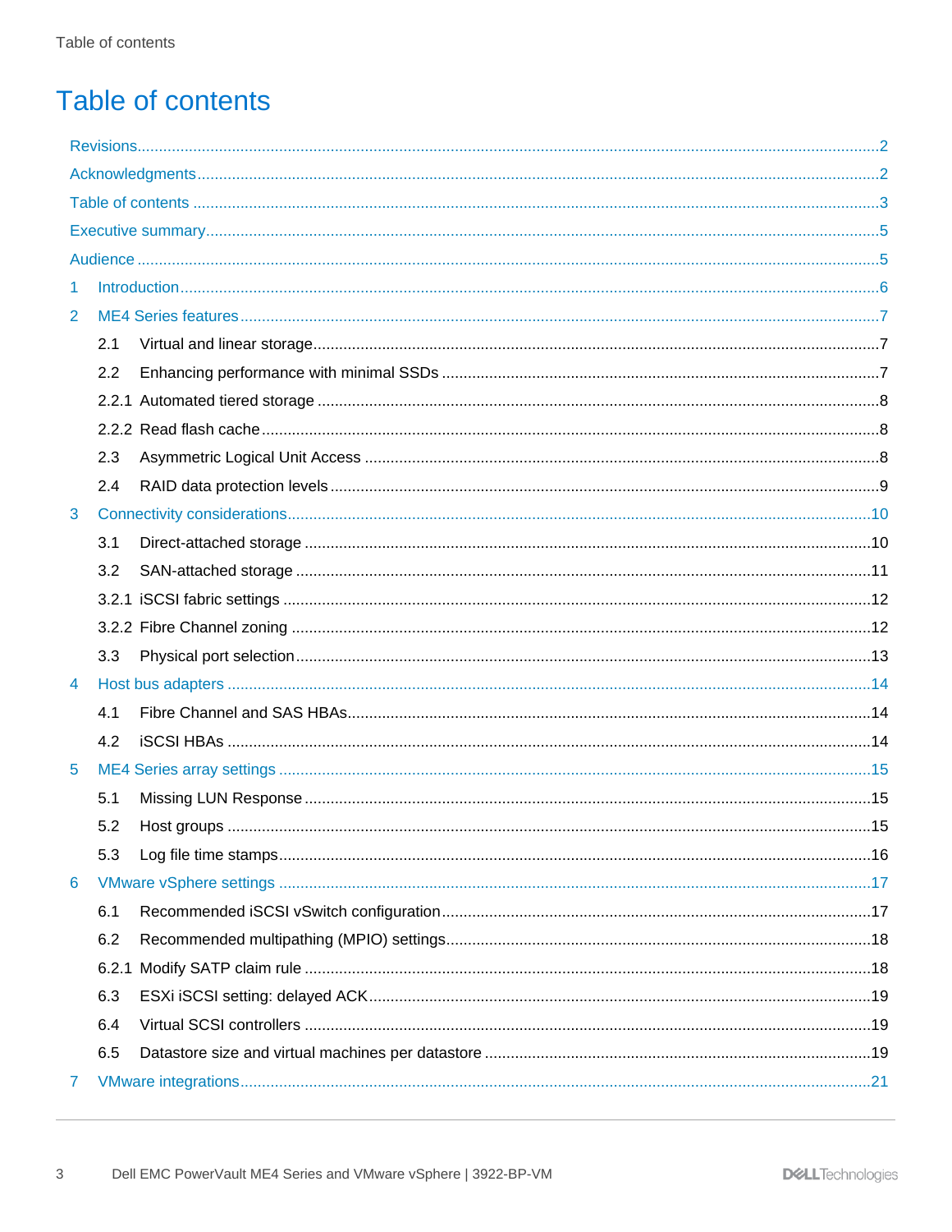# Table of contents

Revisions ........................................................................................................................................................2

Acknowledgments ............................................................................................................................................2

Table of contents ..............................................................................................................................................3

Executive summary ...........................................................................................................................................5

Audience ..........................................................................................................................................................5

1 Introduction ....................................................................................................................................................6

2 ME4 Series features ........................................................................................................................................7

2.1 Virtual and linear storage ...............................................................................................................................7

2.2 Enhancing performance with minimal SSDs ...................................................................................................7

2.2.1 Automated tiered storage ............................................................................................................................8

2.2.2 Read flash cache ........................................................................................................................................8

2.3 Asymmetric Logical Unit Access .....................................................................................................................8

2.4 RAID data protection levels ............................................................................................................................9

3 Connectivity considerations ............................................................................................................................10

3.1 Direct-attached storage ...............................................................................................................................10

3.2 SAN-attached storage .................................................................................................................................11

3.2.1 iSCSI fabric settings ..................................................................................................................................12

3.2.2 Fibre Channel zoning .................................................................................................................................12

3.3 Physical port selection .................................................................................................................................13

4 Host bus adapters ..........................................................................................................................................14

4.1 Fibre Channel and SAS HBAs .......................................................................................................................14

4.2 iSCSI HBAs .................................................................................................................................................14

5 ME4 Series array settings ...............................................................................................................................15

5.1 Missing LUN Response ................................................................................................................................15

5.2 Host groups ................................................................................................................................................15

5.3 Log file time stamps ....................................................................................................................................16

6 VMware vSphere settings ...............................................................................................................................17

6.1 Recommended iSCSI vSwitch configuration ...................................................................................................17

6.2 Recommended multipathing (MPIO) settings ..................................................................................................18

6.2.1 Modify SATP claim rule ..............................................................................................................................18

6.3 ESXi iSCSI setting: delayed ACK ...................................................................................................................19

6.4 Virtual SCSI controllers ................................................................................................................................19

6.5 Datastore size and virtual machines per datastore ..........................................................................................19

7 VMware integrations .......................................................................................................................................21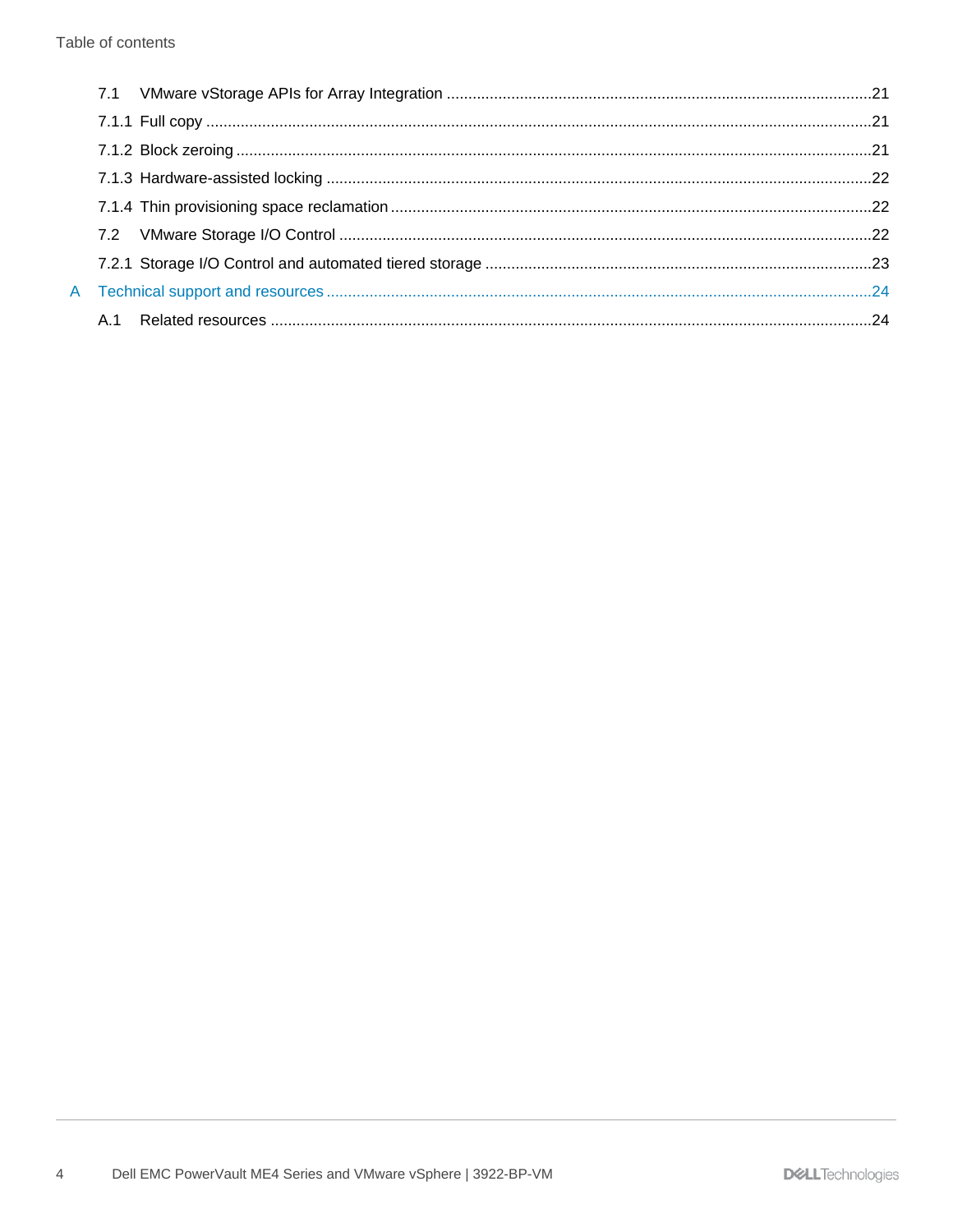7.1 VMware vStorage APIs for Array Integration ....................................................................................................21

7.1.1 Full copy ..................................................................................................................................................21

7.1.2 Block zeroing ...........................................................................................................................................21

7.1.3 Hardware-assisted locking .......................................................................................................................22

7.1.4 Thin provisioning space reclamation .......................................................................................................22

7.2 VMware Storage I/O Control ...................................................................................................................22

7.2.1 Storage I/O Control and automated tiered storage ..................................................................................23

A Technical support and resources ..................................................................................................................24

A.1 Related resources ...................................................................................................................................24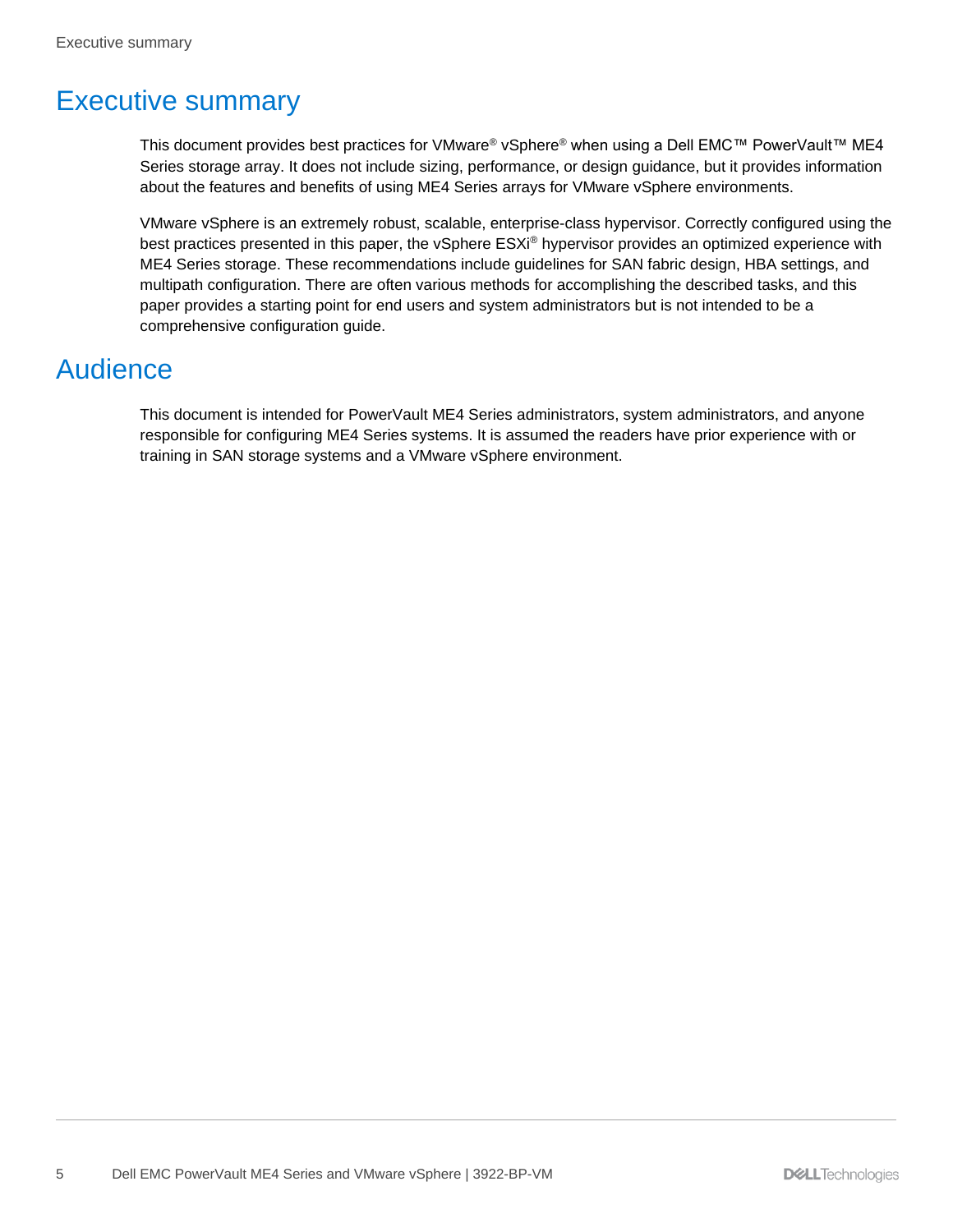# Executive summary

This document provides best practices for VMware® vSphere® when using a Dell EMC™ PowerVault™ ME4 Series storage array. It does not include sizing, performance, or design guidance, but it provides information about the features and benefits of using ME4 Series arrays for VMware vSphere environments.

VMware vSphere is an extremely robust, scalable, enterprise-class hypervisor. Correctly configured using the best practices presented in this paper, the vSphere ESXi® hypervisor provides an optimized experience with ME4 Series storage. These recommendations include guidelines for SAN fabric design, HBA settings, and multipath configuration. There are often various methods for accomplishing the described tasks, and this paper provides a starting point for end users and system administrators but is not intended to be a comprehensive configuration guide.

# Audience

This document is intended for PowerVault ME4 Series administrators, system administrators, and anyone responsible for configuring ME4 Series systems. It is assumed the readers have prior experience with or training in SAN storage systems and a VMware vSphere environment.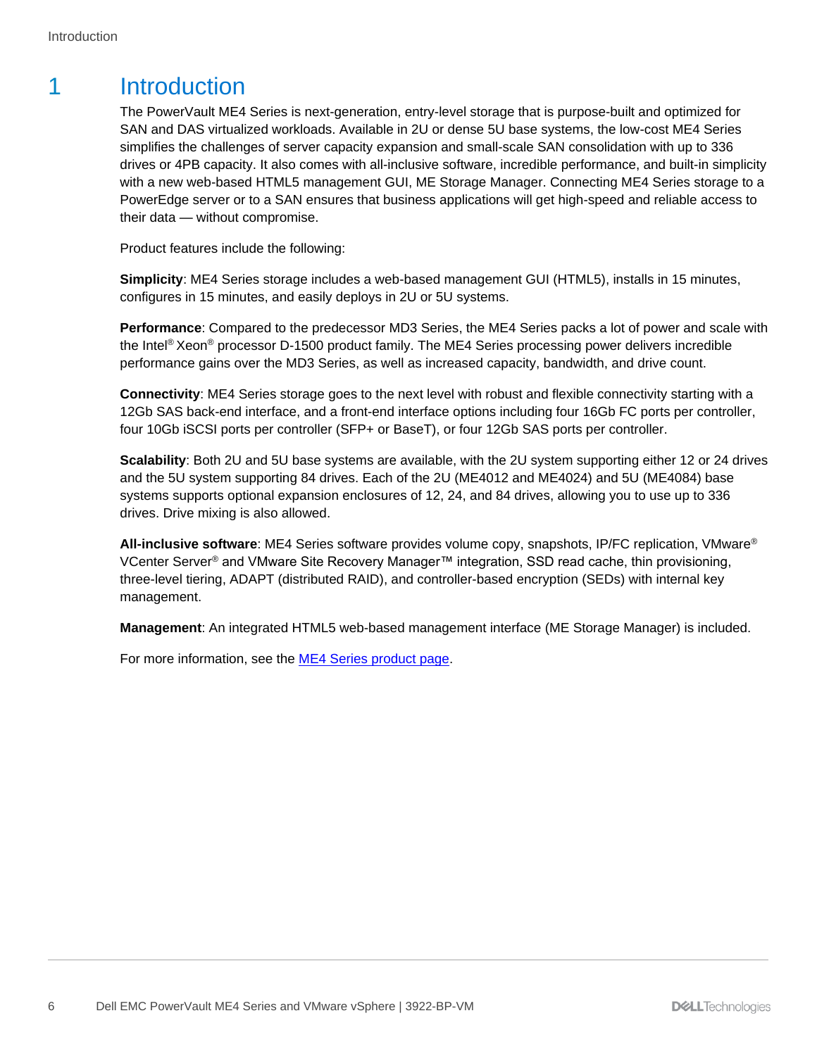# 1 Introduction

The PowerVault ME4 Series is next-generation, entry-level storage that is purpose-built and optimized for SAN and DAS virtualized workloads. Available in 2U or dense 5U base systems, the low-cost ME4 Series simplifies the challenges of server capacity expansion and small-scale SAN consolidation with up to 336 drives or 4PB capacity. It also comes with all-inclusive software, incredible performance, and built-in simplicity with a new web-based HTML5 management GUI, ME Storage Manager. Connecting ME4 Series storage to a PowerEdge server or to a SAN ensures that business applications will get high-speed and reliable access to their data — without compromise.

Product features include the following:

**Simplicity**: ME4 Series storage includes a web-based management GUI (HTML5), installs in 15 minutes, configures in 15 minutes, and easily deploys in 2U or 5U systems.

**Performance**: Compared to the predecessor MD3 Series, the ME4 Series packs a lot of power and scale with the Intel® Xeon® processor D-1500 product family. The ME4 Series processing power delivers incredible performance gains over the MD3 Series, as well as increased capacity, bandwidth, and drive count.

**Connectivity**: ME4 Series storage goes to the next level with robust and flexible connectivity starting with a 12Gb SAS back-end interface, and a front-end interface options including four 16Gb FC ports per controller, four 10Gb iSCSI ports per controller (SFP+ or BaseT), or four 12Gb SAS ports per controller.

**Scalability**: Both 2U and 5U base systems are available, with the 2U system supporting either 12 or 24 drives and the 5U system supporting 84 drives. Each of the 2U (ME4012 and ME4024) and 5U (ME4084) base systems supports optional expansion enclosures of 12, 24, and 84 drives, allowing you to use up to 336 drives. Drive mixing is also allowed.

**All-inclusive software**: ME4 Series software provides volume copy, snapshots, IP/FC replication, VMware® VCenter Server® and VMware Site Recovery Manager™ integration, SSD read cache, thin provisioning, three-level tiering, ADAPT (distributed RAID), and controller-based encryption (SEDs) with internal key management.

**Management**: An integrated HTML5 web-based management interface (ME Storage Manager) is included.

For more information, see the ME4 Series product page.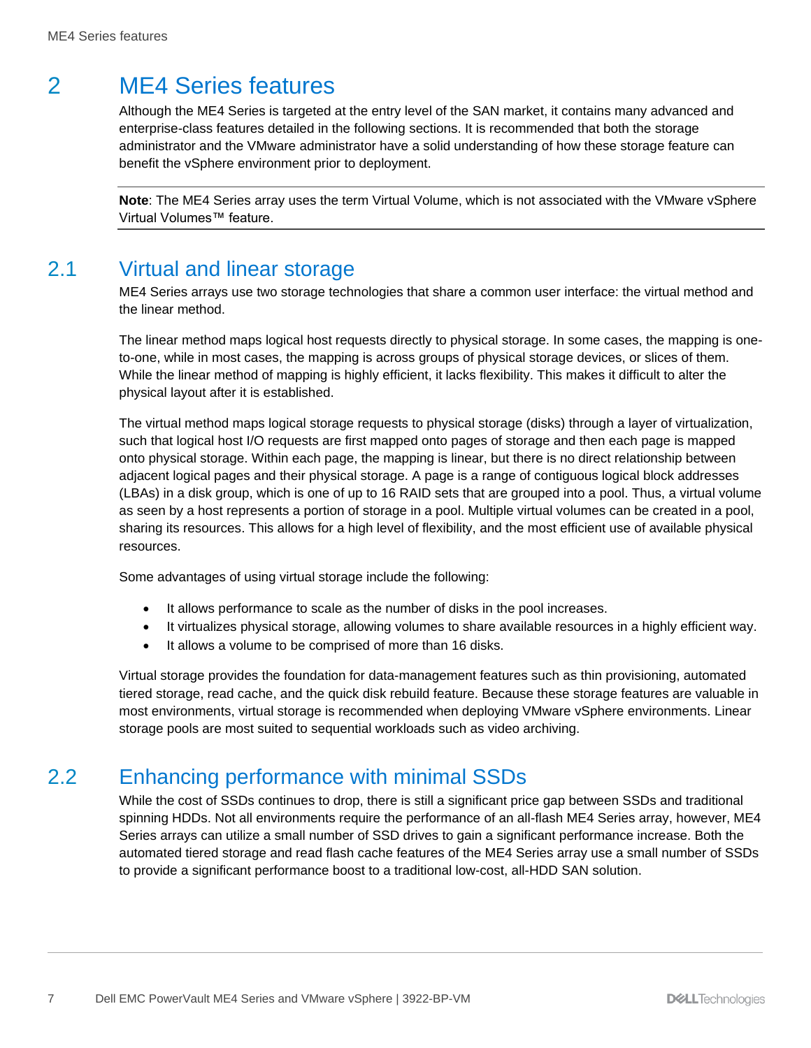# 2 ME4 Series features

Although the ME4 Series is targeted at the entry level of the SAN market, it contains many advanced and enterprise-class features detailed in the following sections. It is recommended that both the storage administrator and the VMware administrator have a solid understanding of how these storage feature can benefit the vSphere environment prior to deployment.

---

**Note**: The ME4 Series array uses the term Virtual Volume, which is not associated with the VMware vSphere Virtual Volumes™ feature.

---

## 2.1 Virtual and linear storage

ME4 Series arrays use two storage technologies that share a common user interface: the virtual method and the linear method.

The linear method maps logical host requests directly to physical storage. In some cases, the mapping is one-to-one, while in most cases, the mapping is across groups of physical storage devices, or slices of them. While the linear method of mapping is highly efficient, it lacks flexibility. This makes it difficult to alter the physical layout after it is established.

The virtual method maps logical storage requests to physical storage (disks) through a layer of virtualization, such that logical host I/O requests are first mapped onto pages of storage and then each page is mapped onto physical storage. Within each page, the mapping is linear, but there is no direct relationship between adjacent logical pages and their physical storage. A page is a range of contiguous logical block addresses (LBAs) in a disk group, which is one of up to 16 RAID sets that are grouped into a pool. Thus, a virtual volume as seen by a host represents a portion of storage in a pool. Multiple virtual volumes can be created in a pool, sharing its resources. This allows for a high level of flexibility, and the most efficient use of available physical resources.

Some advantages of using virtual storage include the following:

- It allows performance to scale as the number of disks in the pool increases.
- It virtualizes physical storage, allowing volumes to share available resources in a highly efficient way.
- It allows a volume to be comprised of more than 16 disks.

Virtual storage provides the foundation for data-management features such as thin provisioning, automated tiered storage, read cache, and the quick disk rebuild feature. Because these storage features are valuable in most environments, virtual storage is recommended when deploying VMware vSphere environments. Linear storage pools are most suited to sequential workloads such as video archiving.

## 2.2 Enhancing performance with minimal SSDs

While the cost of SSDs continues to drop, there is still a significant price gap between SSDs and traditional spinning HDDs. Not all environments require the performance of an all-flash ME4 Series array, however, ME4 Series arrays can utilize a small number of SSD drives to gain a significant performance increase. Both the automated tiered storage and read flash cache features of the ME4 Series array use a small number of SSDs to provide a significant performance boost to a traditional low-cost, all-HDD SAN solution.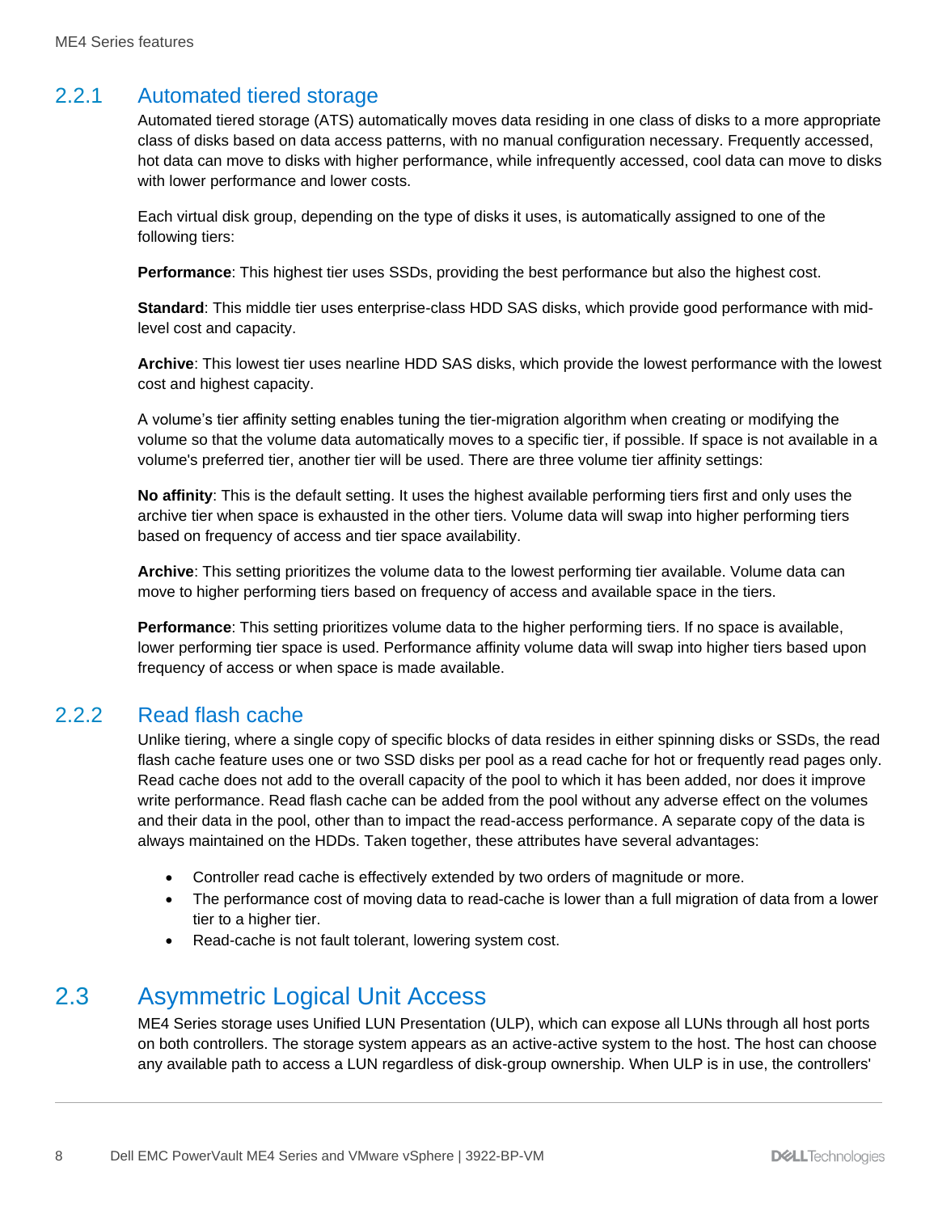### 2.2.1 Automated tiered storage

Automated tiered storage (ATS) automatically moves data residing in one class of disks to a more appropriate class of disks based on data access patterns, with no manual configuration necessary. Frequently accessed, hot data can move to disks with higher performance, while infrequently accessed, cool data can move to disks with lower performance and lower costs.

Each virtual disk group, depending on the type of disks it uses, is automatically assigned to one of the following tiers:

**Performance**: This highest tier uses SSDs, providing the best performance but also the highest cost.

**Standard**: This middle tier uses enterprise-class HDD SAS disks, which provide good performance with mid-level cost and capacity.

**Archive**: This lowest tier uses nearline HDD SAS disks, which provide the lowest performance with the lowest cost and highest capacity.

A volume's tier affinity setting enables tuning the tier-migration algorithm when creating or modifying the volume so that the volume data automatically moves to a specific tier, if possible. If space is not available in a volume's preferred tier, another tier will be used. There are three volume tier affinity settings:

**No affinity**: This is the default setting. It uses the highest available performing tiers first and only uses the archive tier when space is exhausted in the other tiers. Volume data will swap into higher performing tiers based on frequency of access and tier space availability.

**Archive**: This setting prioritizes the volume data to the lowest performing tier available. Volume data can move to higher performing tiers based on frequency of access and available space in the tiers.

**Performance**: This setting prioritizes volume data to the higher performing tiers. If no space is available, lower performing tier space is used. Performance affinity volume data will swap into higher tiers based upon frequency of access or when space is made available.

### 2.2.2 Read flash cache

Unlike tiering, where a single copy of specific blocks of data resides in either spinning disks or SSDs, the read flash cache feature uses one or two SSD disks per pool as a read cache for hot or frequently read pages only. Read cache does not add to the overall capacity of the pool to which it has been added, nor does it improve write performance. Read flash cache can be added from the pool without any adverse effect on the volumes and their data in the pool, other than to impact the read-access performance. A separate copy of the data is always maintained on the HDDs. Taken together, these attributes have several advantages:

- Controller read cache is effectively extended by two orders of magnitude or more.
- The performance cost of moving data to read-cache is lower than a full migration of data from a lower tier to a higher tier.
- Read-cache is not fault tolerant, lowering system cost.

## 2.3 Asymmetric Logical Unit Access

ME4 Series storage uses Unified LUN Presentation (ULP), which can expose all LUNs through all host ports on both controllers. The storage system appears as an active-active system to the host. The host can choose any available path to access a LUN regardless of disk-group ownership. When ULP is in use, the controllers'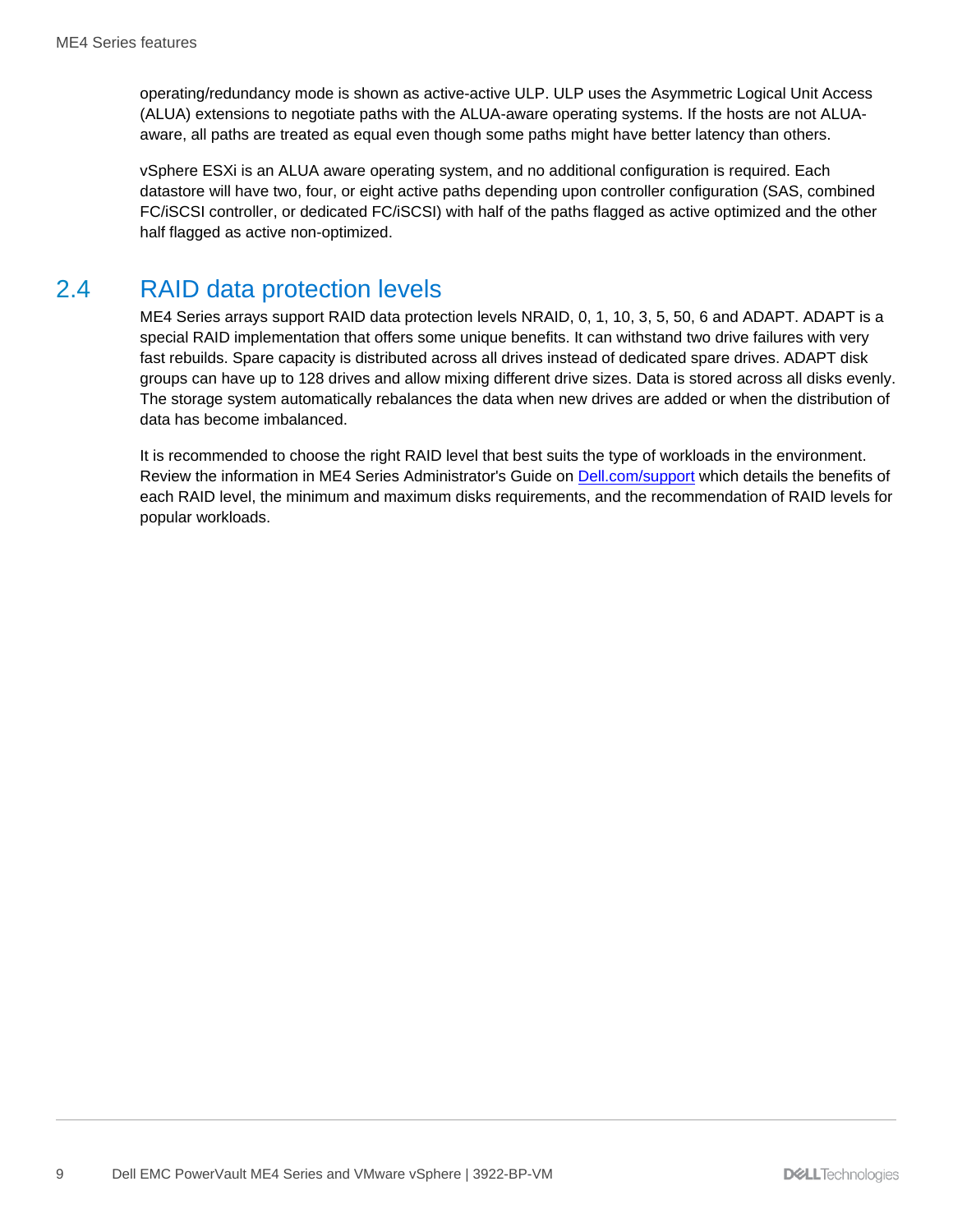operating/redundancy mode is shown as active-active ULP. ULP uses the Asymmetric Logical Unit Access (ALUA) extensions to negotiate paths with the ALUA-aware operating systems. If the hosts are not ALUA-aware, all paths are treated as equal even though some paths might have better latency than others.

vSphere ESXi is an ALUA aware operating system, and no additional configuration is required. Each datastore will have two, four, or eight active paths depending upon controller configuration (SAS, combined FC/iSCSI controller, or dedicated FC/iSCSI) with half of the paths flagged as active optimized and the other half flagged as active non-optimized.

## 2.4 RAID data protection levels

ME4 Series arrays support RAID data protection levels NRAID, 0, 1, 10, 3, 5, 50, 6 and ADAPT. ADAPT is a special RAID implementation that offers some unique benefits. It can withstand two drive failures with very fast rebuilds. Spare capacity is distributed across all drives instead of dedicated spare drives. ADAPT disk groups can have up to 128 drives and allow mixing different drive sizes. Data is stored across all disks evenly. The storage system automatically rebalances the data when new drives are added or when the distribution of data has become imbalanced.

It is recommended to choose the right RAID level that best suits the type of workloads in the environment. Review the information in ME4 Series Administrator's Guide on [Dell.com/support](Dell.com/support) which details the benefits of each RAID level, the minimum and maximum disks requirements, and the recommendation of RAID levels for popular workloads.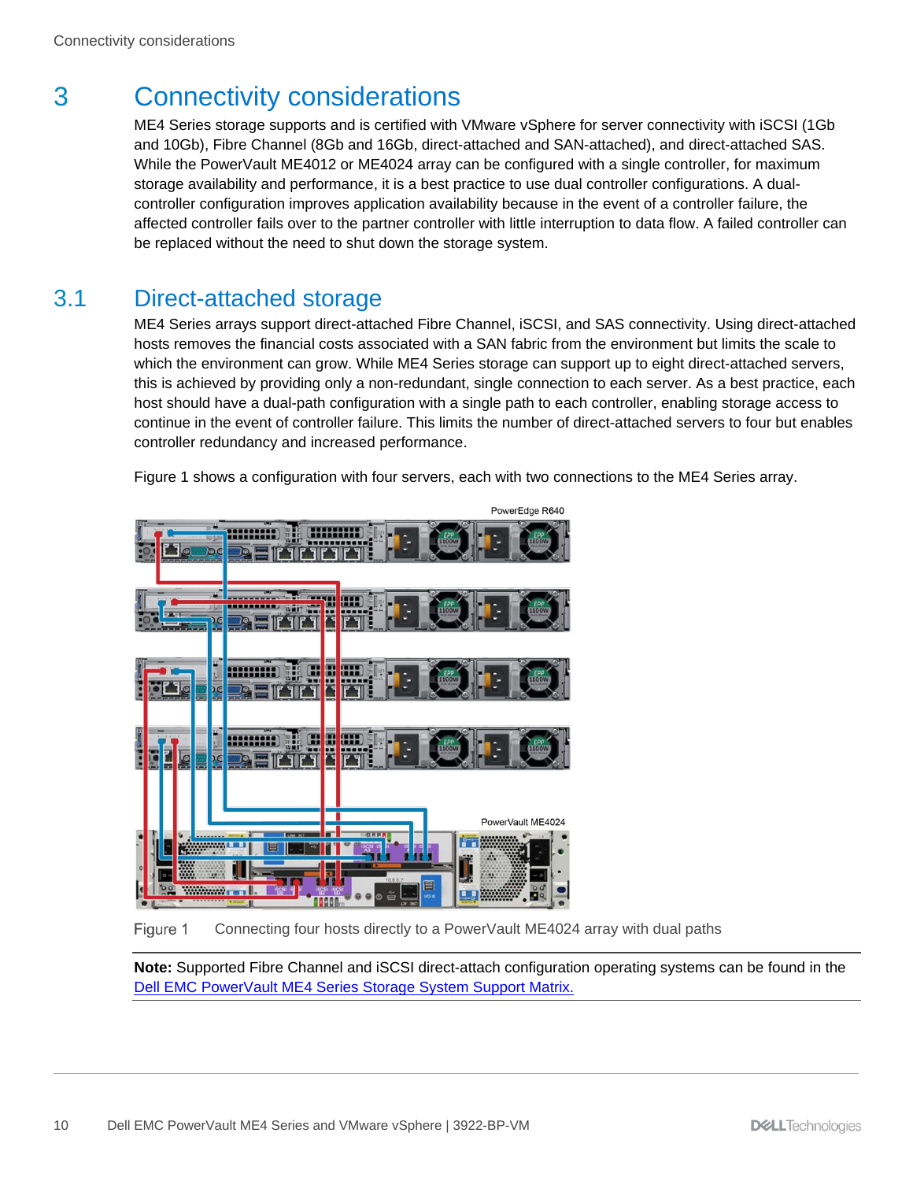# 3 Connectivity considerations

ME4 Series storage supports and is certified with VMware vSphere for server connectivity with iSCSI (1Gb and 10Gb), Fibre Channel (8Gb and 16Gb, direct-attached and SAN-attached), and direct-attached SAS. While the PowerVault ME4012 or ME4024 array can be configured with a single controller, for maximum storage availability and performance, it is a best practice to use dual controller configurations. A dual-controller configuration improves application availability because in the event of a controller failure, the affected controller fails over to the partner controller with little interruption to data flow. A failed controller can be replaced without the need to shut down the storage system.

## 3.1 Direct-attached storage

ME4 Series arrays support direct-attached Fibre Channel, iSCSI, and SAS connectivity. Using direct-attached hosts removes the financial costs associated with a SAN fabric from the environment but limits the scale to which the environment can grow. While ME4 Series storage can support up to eight direct-attached servers, this is achieved by providing only a non-redundant, single connection to each server. As a best practice, each host should have a dual-path configuration with a single path to each controller, enabling storage access to continue in the event of controller failure. This limits the number of direct-attached servers to four but enables controller redundancy and increased performance.

Figure 1 shows a configuration with four servers, each with two connections to the ME4 Series array.

Figure 1 Connecting four hosts directly to a PowerVault ME4024 array with dual paths

**Note:** Supported Fibre Channel and iSCSI direct-attach configuration operating systems can be found in the Dell EMC PowerVault ME4 Series Storage System Support Matrix.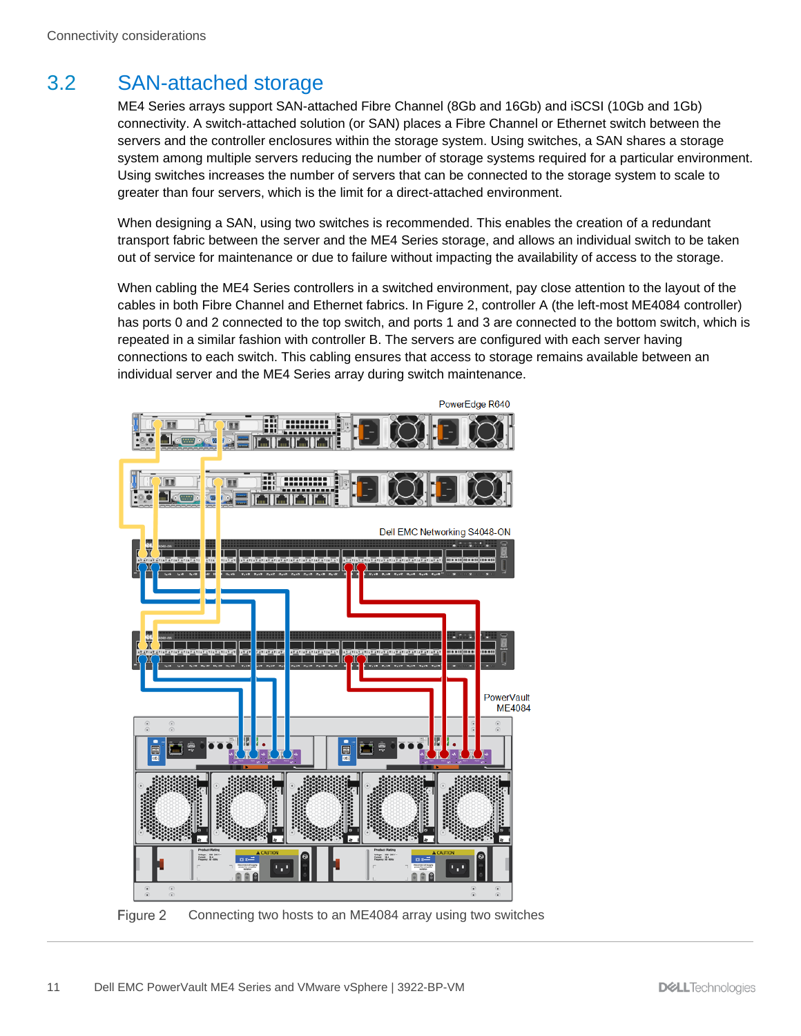## 3.2 SAN-attached storage

ME4 Series arrays support SAN-attached Fibre Channel (8Gb and 16Gb) and iSCSI (10Gb and 1Gb) connectivity. A switch-attached solution (or SAN) places a Fibre Channel or Ethernet switch between the servers and the controller enclosures within the storage system. Using switches, a SAN shares a storage system among multiple servers reducing the number of storage systems required for a particular environment. Using switches increases the number of servers that can be connected to the storage system to scale to greater than four servers, which is the limit for a direct-attached environment.

When designing a SAN, using two switches is recommended. This enables the creation of a redundant transport fabric between the server and the ME4 Series storage, and allows an individual switch to be taken out of service for maintenance or due to failure without impacting the availability of access to the storage.

When cabling the ME4 Series controllers in a switched environment, pay close attention to the layout of the cables in both Fibre Channel and Ethernet fabrics. In Figure 2, controller A (the left-most ME4084 controller) has ports 0 and 2 connected to the top switch, and ports 1 and 3 are connected to the bottom switch, which is repeated in a similar fashion with controller B. The servers are configured with each server having connections to each switch. This cabling ensures that access to storage remains available between an individual server and the ME4 Series array during switch maintenance.

Figure 2 Connecting two hosts to an ME4084 array using two switches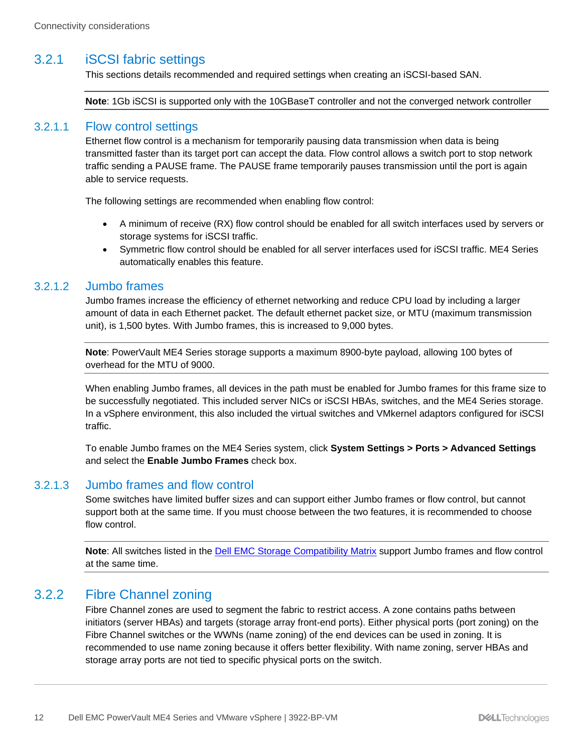### 3.2.1 iSCSI fabric settings

This sections details recommended and required settings when creating an iSCSI-based SAN.

**Note**: 1Gb iSCSI is supported only with the 10GBaseT controller and not the converged network controller

#### 3.2.1.1 Flow control settings

Ethernet flow control is a mechanism for temporarily pausing data transmission when data is being transmitted faster than its target port can accept the data. Flow control allows a switch port to stop network traffic sending a PAUSE frame. The PAUSE frame temporarily pauses transmission until the port is again able to service requests.

The following settings are recommended when enabling flow control:

- A minimum of receive (RX) flow control should be enabled for all switch interfaces used by servers or storage systems for iSCSI traffic.
- Symmetric flow control should be enabled for all server interfaces used for iSCSI traffic. ME4 Series automatically enables this feature.

#### 3.2.1.2 Jumbo frames

Jumbo frames increase the efficiency of ethernet networking and reduce CPU load by including a larger amount of data in each Ethernet packet. The default ethernet packet size, or MTU (maximum transmission unit), is 1,500 bytes. With Jumbo frames, this is increased to 9,000 bytes.

**Note**: PowerVault ME4 Series storage supports a maximum 8900-byte payload, allowing 100 bytes of overhead for the MTU of 9000.

When enabling Jumbo frames, all devices in the path must be enabled for Jumbo frames for this frame size to be successfully negotiated. This included server NICs or iSCSI HBAs, switches, and the ME4 Series storage. In a vSphere environment, this also included the virtual switches and VMkernel adaptors configured for iSCSI traffic.

To enable Jumbo frames on the ME4 Series system, click **System Settings > Ports > Advanced Settings** and select the **Enable Jumbo Frames** check box.

#### 3.2.1.3 Jumbo frames and flow control

Some switches have limited buffer sizes and can support either Jumbo frames or flow control, but cannot support both at the same time. If you must choose between the two features, it is recommended to choose flow control.

**Note**: All switches listed in the Dell EMC Storage Compatibility Matrix support Jumbo frames and flow control at the same time.

### 3.2.2 Fibre Channel zoning

Fibre Channel zones are used to segment the fabric to restrict access. A zone contains paths between initiators (server HBAs) and targets (storage array front-end ports). Either physical ports (port zoning) on the Fibre Channel switches or the WWNs (name zoning) of the end devices can be used in zoning. It is recommended to use name zoning because it offers better flexibility. With name zoning, server HBAs and storage array ports are not tied to specific physical ports on the switch.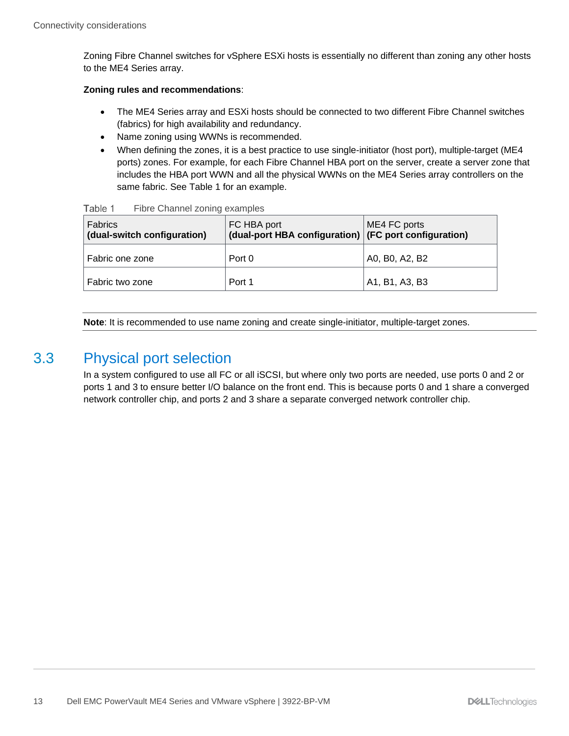Zoning Fibre Channel switches for vSphere ESXi hosts is essentially no different than zoning any other hosts to the ME4 Series array.

**Zoning rules and recommendations**:

- The ME4 Series array and ESXi hosts should be connected to two different Fibre Channel switches (fabrics) for high availability and redundancy.
- Name zoning using WWNs is recommended.
- When defining the zones, it is a best practice to use single-initiator (host port), multiple-target (ME4 ports) zones. For example, for each Fibre Channel HBA port on the server, create a server zone that includes the HBA port WWN and all the physical WWNs on the ME4 Series array controllers on the same fabric. See Table 1 for an example.

Table 1 Fibre Channel zoning examples

| Fabrics **(dual-switch configuration)** | FC HBA port **(dual-port HBA configuration)** | ME4 FC ports **(FC port configuration)** |
|---|---|---|
| Fabric one zone | Port 0 | A0, B0, A2, B2 |
| Fabric two zone | Port 1 | A1, B1, A3, B3 |

**Note**: It is recommended to use name zoning and create single-initiator, multiple-target zones.

## 3.3 Physical port selection

In a system configured to use all FC or all iSCSI, but where only two ports are needed, use ports 0 and 2 or ports 1 and 3 to ensure better I/O balance on the front end. This is because ports 0 and 1 share a converged network controller chip, and ports 2 and 3 share a separate converged network controller chip.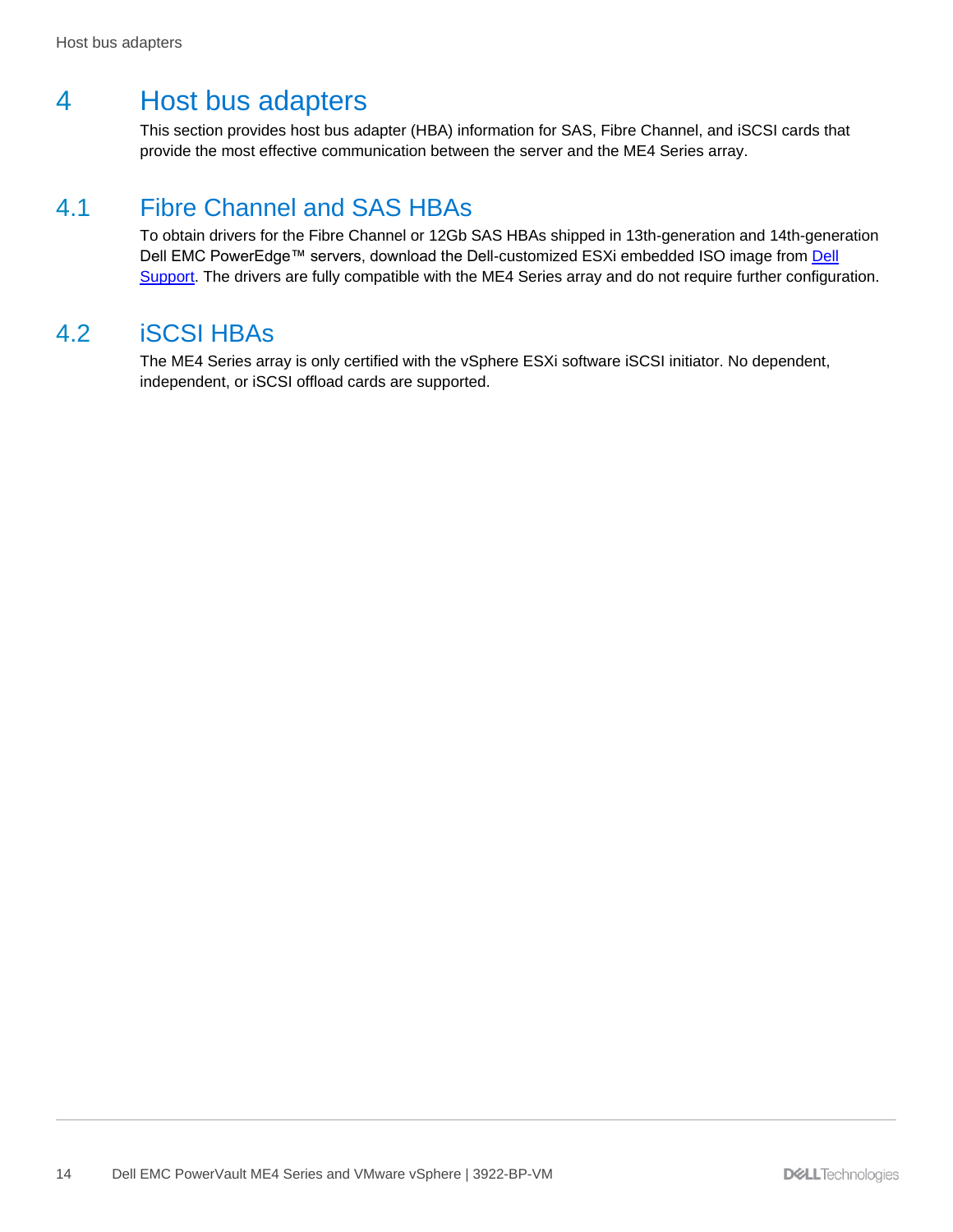# 4 Host bus adapters

This section provides host bus adapter (HBA) information for SAS, Fibre Channel, and iSCSI cards that provide the most effective communication between the server and the ME4 Series array.

## 4.1 Fibre Channel and SAS HBAs

To obtain drivers for the Fibre Channel or 12Gb SAS HBAs shipped in 13th-generation and 14th-generation Dell EMC PowerEdge™ servers, download the Dell-customized ESXi embedded ISO image from Dell Support. The drivers are fully compatible with the ME4 Series array and do not require further configuration.

## 4.2 iSCSI HBAs

The ME4 Series array is only certified with the vSphere ESXi software iSCSI initiator. No dependent, independent, or iSCSI offload cards are supported.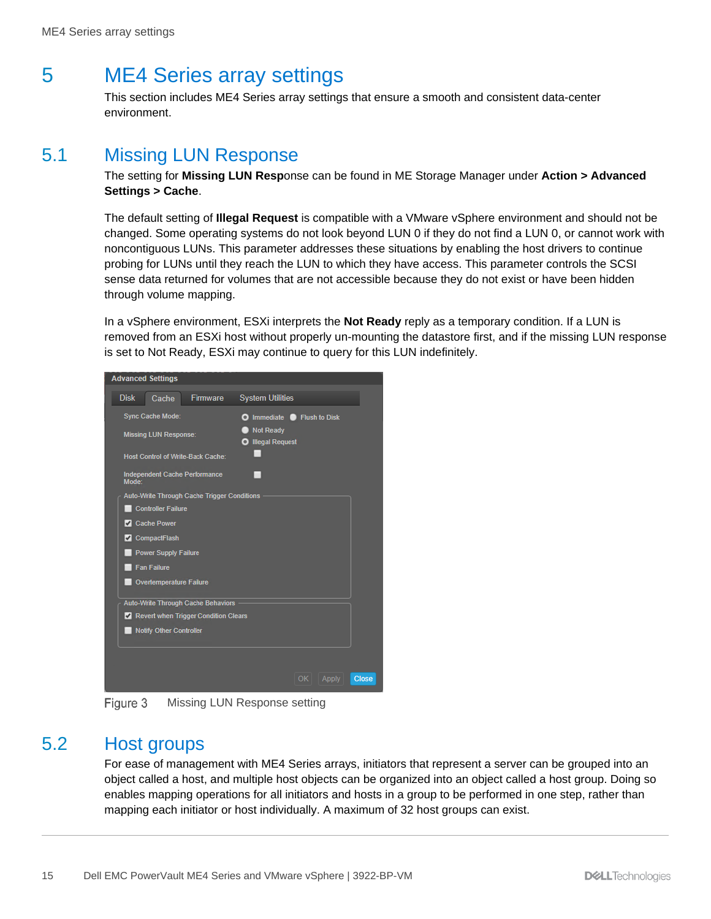# 5 ME4 Series array settings

This section includes ME4 Series array settings that ensure a smooth and consistent data-center environment.

## 5.1 Missing LUN Response

The setting for **Missing LUN Response** can be found in ME Storage Manager under **Action > Advanced Settings > Cache**.

The default setting of **Illegal Request** is compatible with a VMware vSphere environment and should not be changed. Some operating systems do not look beyond LUN 0 if they do not find a LUN 0, or cannot work with noncontiguous LUNs. This parameter addresses these situations by enabling the host drivers to continue probing for LUNs until they reach the LUN to which they have access. This parameter controls the SCSI sense data returned for volumes that are not accessible because they do not exist or have been hidden through volume mapping.

In a vSphere environment, ESXi interprets the **Not Ready** reply as a temporary condition. If a LUN is removed from an ESXi host without properly un-mounting the datastore first, and if the missing LUN response is set to Not Ready, ESXi may continue to query for this LUN indefinitely.

Figure 3 Missing LUN Response setting

## 5.2 Host groups

For ease of management with ME4 Series arrays, initiators that represent a server can be grouped into an object called a host, and multiple host objects can be organized into an object called a host group. Doing so enables mapping operations for all initiators and hosts in a group to be performed in one step, rather than mapping each initiator or host individually. A maximum of 32 host groups can exist.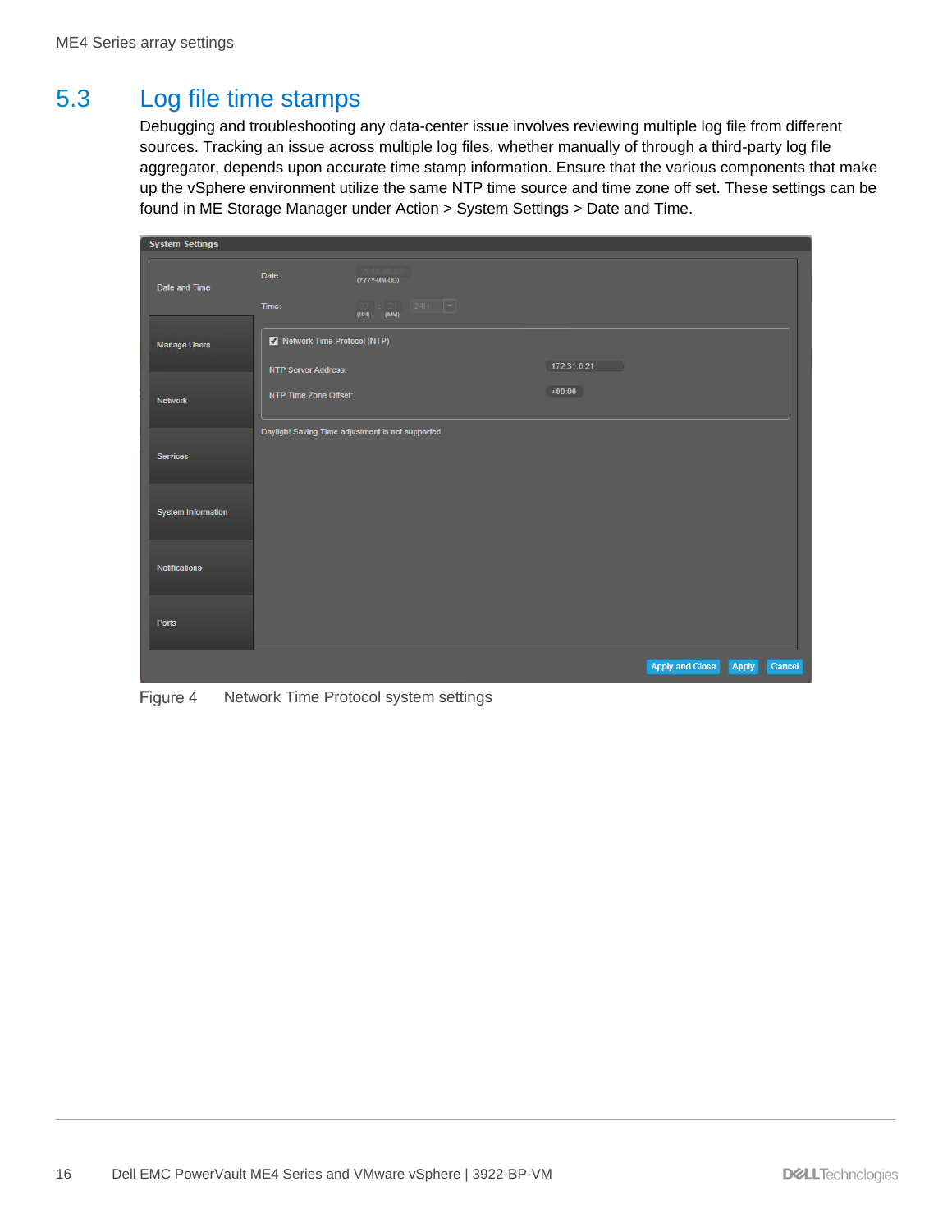## 5.3 Log file time stamps

Debugging and troubleshooting any data-center issue involves reviewing multiple log file from different sources. Tracking an issue across multiple log files, whether manually of through a third-party log file aggregator, depends upon accurate time stamp information. Ensure that the various components that make up the vSphere environment utilize the same NTP time source and time zone off set. These settings can be found in ME Storage Manager under Action > System Settings > Date and Time.

Figure 4 Network Time Protocol system settings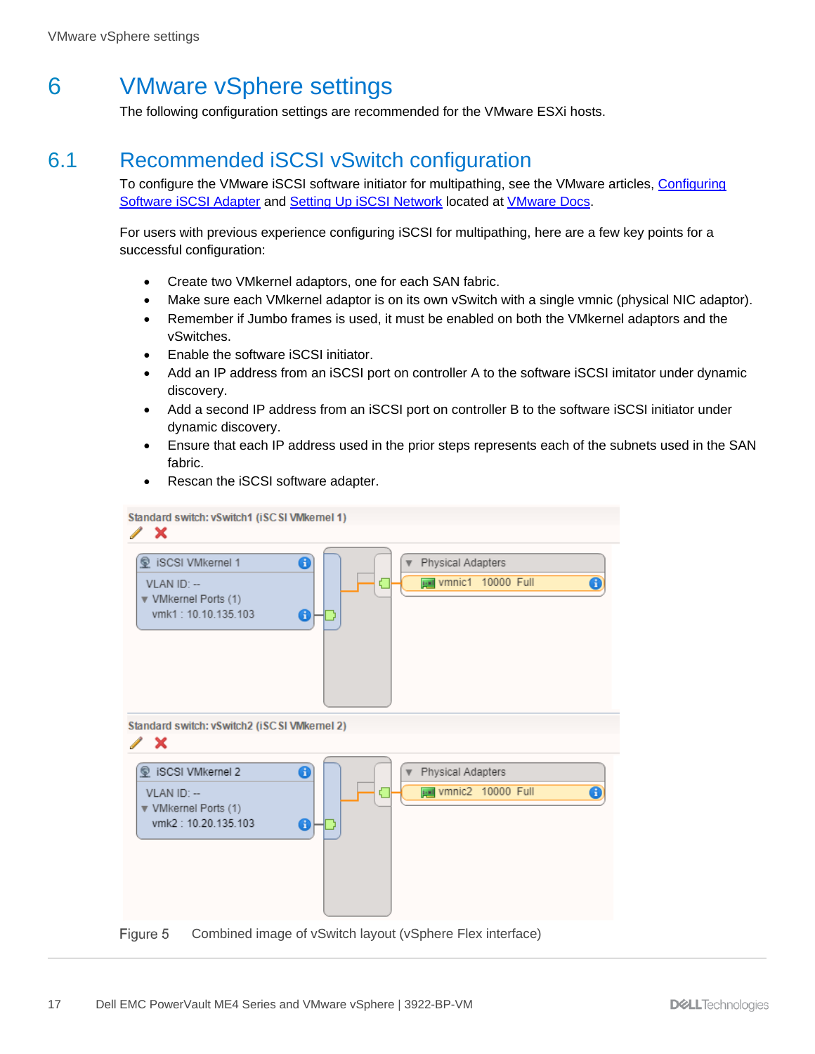# 6 VMware vSphere settings

The following configuration settings are recommended for the VMware ESXi hosts.

## 6.1 Recommended iSCSI vSwitch configuration

To configure the VMware iSCSI software initiator for multipathing, see the VMware articles, Configuring Software iSCSI Adapter and Setting Up iSCSI Network located at VMware Docs.

For users with previous experience configuring iSCSI for multipathing, here are a few key points for a successful configuration:

- Create two VMkernel adaptors, one for each SAN fabric.
- Make sure each VMkernel adaptor is on its own vSwitch with a single vmnic (physical NIC adaptor).
- Remember if Jumbo frames is used, it must be enabled on both the VMkernel adaptors and the vSwitches.
- Enable the software iSCSI initiator.
- Add an IP address from an iSCSI port on controller A to the software iSCSI imitator under dynamic discovery.
- Add a second IP address from an iSCSI port on controller B to the software iSCSI initiator under dynamic discovery.
- Ensure that each IP address used in the prior steps represents each of the subnets used in the SAN fabric.
- Rescan the iSCSI software adapter.

Standard switch: vSwitch1 (iSCSI VMkernel 1)

iSCSI VMkernel 1
VLAN ID: --
VMkernel Ports (1)
vmk1 : 10.10.135.103

Physical Adapters
vmnic1 10000 Full

Standard switch: vSwitch2 (iSCSI VMkernel 2)

iSCSI VMkernel 2
VLAN ID: --
VMkernel Ports (1)
vmk2 : 10.20.135.103

Physical Adapters
vmnic2 10000 Full

Figure 5 Combined image of vSwitch layout (vSphere Flex interface)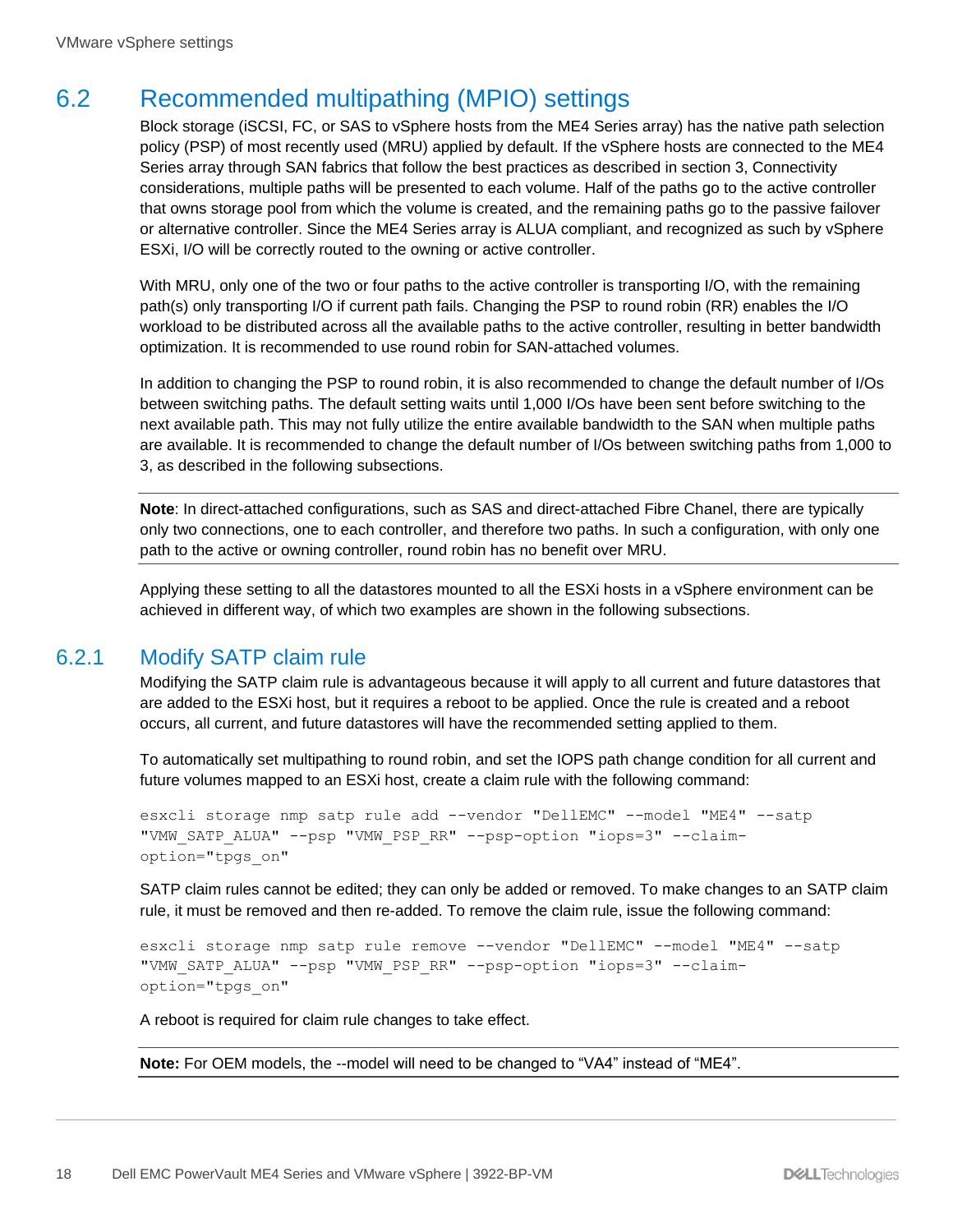## 6.2 Recommended multipathing (MPIO) settings

Block storage (iSCSI, FC, or SAS to vSphere hosts from the ME4 Series array) has the native path selection policy (PSP) of most recently used (MRU) applied by default. If the vSphere hosts are connected to the ME4 Series array through SAN fabrics that follow the best practices as described in section 3, Connectivity considerations, multiple paths will be presented to each volume. Half of the paths go to the active controller that owns storage pool from which the volume is created, and the remaining paths go to the passive failover or alternative controller. Since the ME4 Series array is ALUA compliant, and recognized as such by vSphere ESXi, I/O will be correctly routed to the owning or active controller.

With MRU, only one of the two or four paths to the active controller is transporting I/O, with the remaining path(s) only transporting I/O if current path fails. Changing the PSP to round robin (RR) enables the I/O workload to be distributed across all the available paths to the active controller, resulting in better bandwidth optimization. It is recommended to use round robin for SAN-attached volumes.

In addition to changing the PSP to round robin, it is also recommended to change the default number of I/Os between switching paths. The default setting waits until 1,000 I/Os have been sent before switching to the next available path. This may not fully utilize the entire available bandwidth to the SAN when multiple paths are available. It is recommended to change the default number of I/Os between switching paths from 1,000 to 3, as described in the following subsections.

**Note**: In direct-attached configurations, such as SAS and direct-attached Fibre Chanel, there are typically only two connections, one to each controller, and therefore two paths. In such a configuration, with only one path to the active or owning controller, round robin has no benefit over MRU.

Applying these setting to all the datastores mounted to all the ESXi hosts in a vSphere environment can be achieved in different way, of which two examples are shown in the following subsections.

### 6.2.1 Modify SATP claim rule

Modifying the SATP claim rule is advantageous because it will apply to all current and future datastores that are added to the ESXi host, but it requires a reboot to be applied. Once the rule is created and a reboot occurs, all current, and future datastores will have the recommended setting applied to them.

To automatically set multipathing to round robin, and set the IOPS path change condition for all current and future volumes mapped to an ESXi host, create a claim rule with the following command:

```
esxcli storage nmp satp rule add --vendor "DellEMC" --model "ME4" --satp
"VMW_SATP_ALUA" --psp "VMW_PSP_RR" --psp-option "iops=3" --claim-
option="tpgs_on"
```

SATP claim rules cannot be edited; they can only be added or removed. To make changes to an SATP claim rule, it must be removed and then re-added. To remove the claim rule, issue the following command:

```
esxcli storage nmp satp rule remove --vendor "DellEMC" --model "ME4" --satp
"VMW_SATP_ALUA" --psp "VMW_PSP_RR" --psp-option "iops=3" --claim-
option="tpgs_on"
```

A reboot is required for claim rule changes to take effect.

**Note:** For OEM models, the --model will need to be changed to “VA4” instead of “ME4”.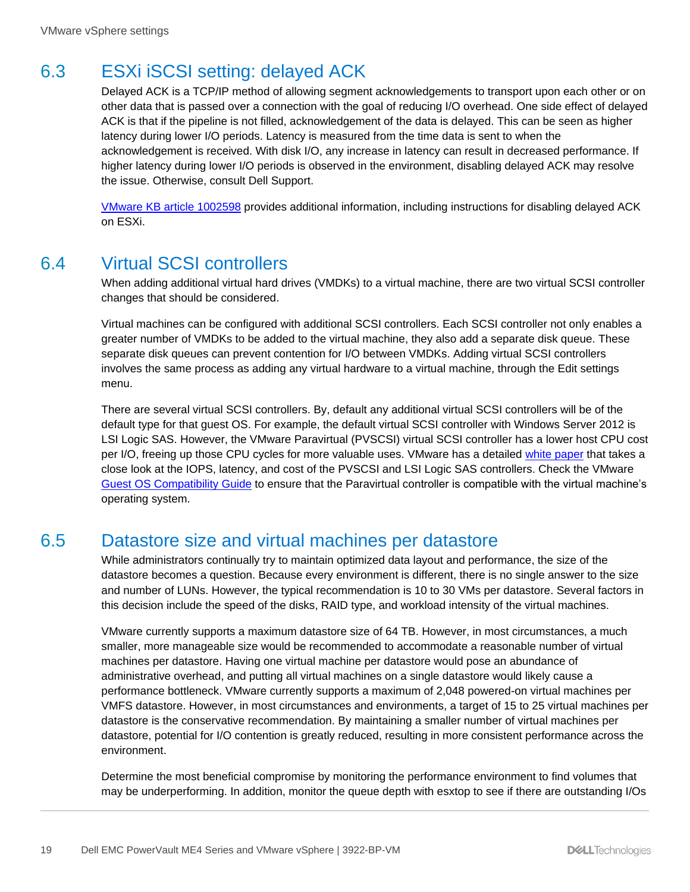## 6.3 ESXi iSCSI setting: delayed ACK

Delayed ACK is a TCP/IP method of allowing segment acknowledgements to transport upon each other or on other data that is passed over a connection with the goal of reducing I/O overhead. One side effect of delayed ACK is that if the pipeline is not filled, acknowledgement of the data is delayed. This can be seen as higher latency during lower I/O periods. Latency is measured from the time data is sent to when the acknowledgement is received. With disk I/O, any increase in latency can result in decreased performance. If higher latency during lower I/O periods is observed in the environment, disabling delayed ACK may resolve the issue. Otherwise, consult Dell Support.

VMware KB article 1002598 provides additional information, including instructions for disabling delayed ACK on ESXi.

## 6.4 Virtual SCSI controllers

When adding additional virtual hard drives (VMDKs) to a virtual machine, there are two virtual SCSI controller changes that should be considered.

Virtual machines can be configured with additional SCSI controllers. Each SCSI controller not only enables a greater number of VMDKs to be added to the virtual machine, they also add a separate disk queue. These separate disk queues can prevent contention for I/O between VMDKs. Adding virtual SCSI controllers involves the same process as adding any virtual hardware to a virtual machine, through the Edit settings menu.

There are several virtual SCSI controllers. By, default any additional virtual SCSI controllers will be of the default type for that guest OS. For example, the default virtual SCSI controller with Windows Server 2012 is LSI Logic SAS. However, the VMware Paravirtual (PVSCSI) virtual SCSI controller has a lower host CPU cost per I/O, freeing up those CPU cycles for more valuable uses. VMware has a detailed white paper that takes a close look at the IOPS, latency, and cost of the PVSCSI and LSI Logic SAS controllers. Check the VMware Guest OS Compatibility Guide to ensure that the Paravirtual controller is compatible with the virtual machine's operating system.

## 6.5 Datastore size and virtual machines per datastore

While administrators continually try to maintain optimized data layout and performance, the size of the datastore becomes a question. Because every environment is different, there is no single answer to the size and number of LUNs. However, the typical recommendation is 10 to 30 VMs per datastore. Several factors in this decision include the speed of the disks, RAID type, and workload intensity of the virtual machines.

VMware currently supports a maximum datastore size of 64 TB. However, in most circumstances, a much smaller, more manageable size would be recommended to accommodate a reasonable number of virtual machines per datastore. Having one virtual machine per datastore would pose an abundance of administrative overhead, and putting all virtual machines on a single datastore would likely cause a performance bottleneck. VMware currently supports a maximum of 2,048 powered-on virtual machines per VMFS datastore. However, in most circumstances and environments, a target of 15 to 25 virtual machines per datastore is the conservative recommendation. By maintaining a smaller number of virtual machines per datastore, potential for I/O contention is greatly reduced, resulting in more consistent performance across the environment.

Determine the most beneficial compromise by monitoring the performance environment to find volumes that may be underperforming. In addition, monitor the queue depth with esxtop to see if there are outstanding I/Os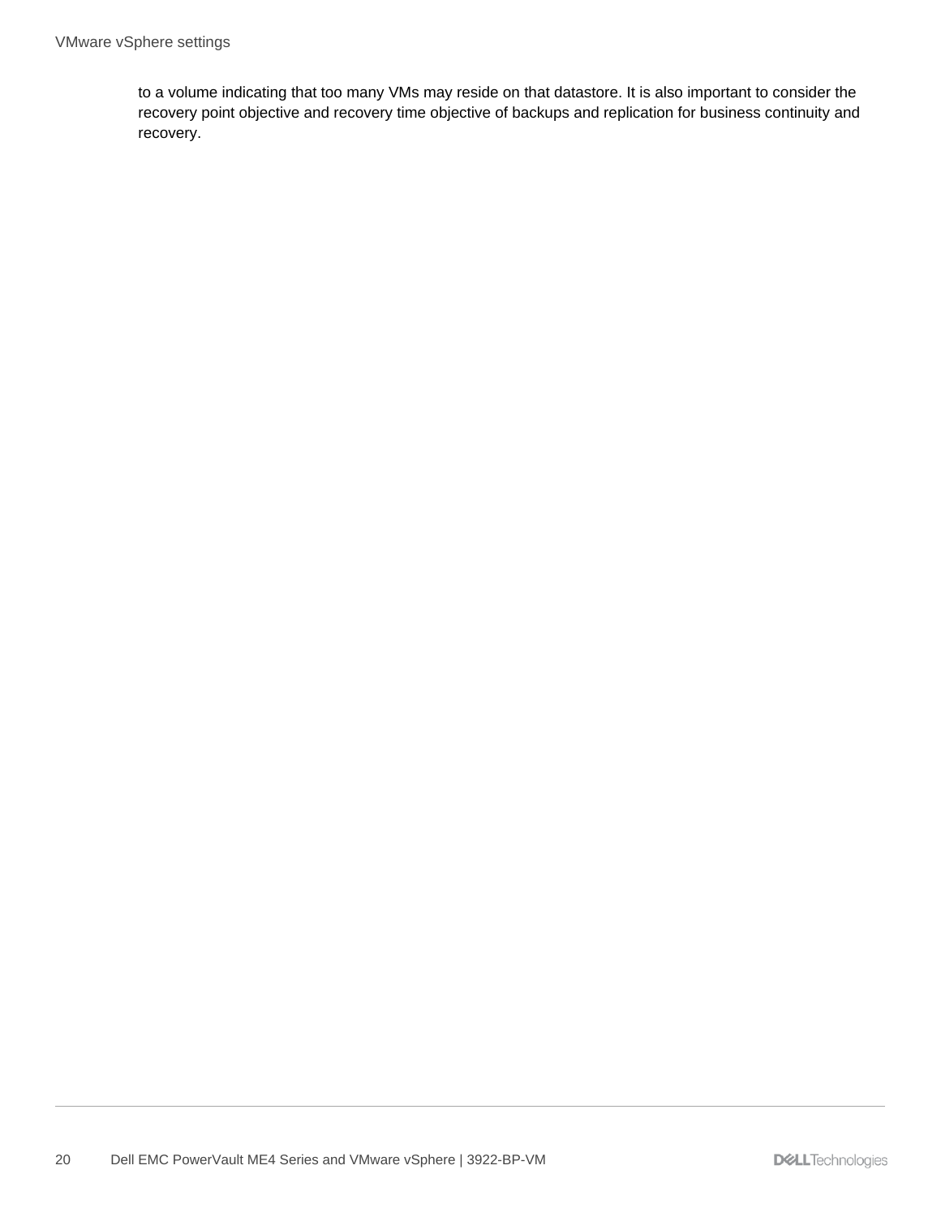to a volume indicating that too many VMs may reside on that datastore. It is also important to consider the recovery point objective and recovery time objective of backups and replication for business continuity and recovery.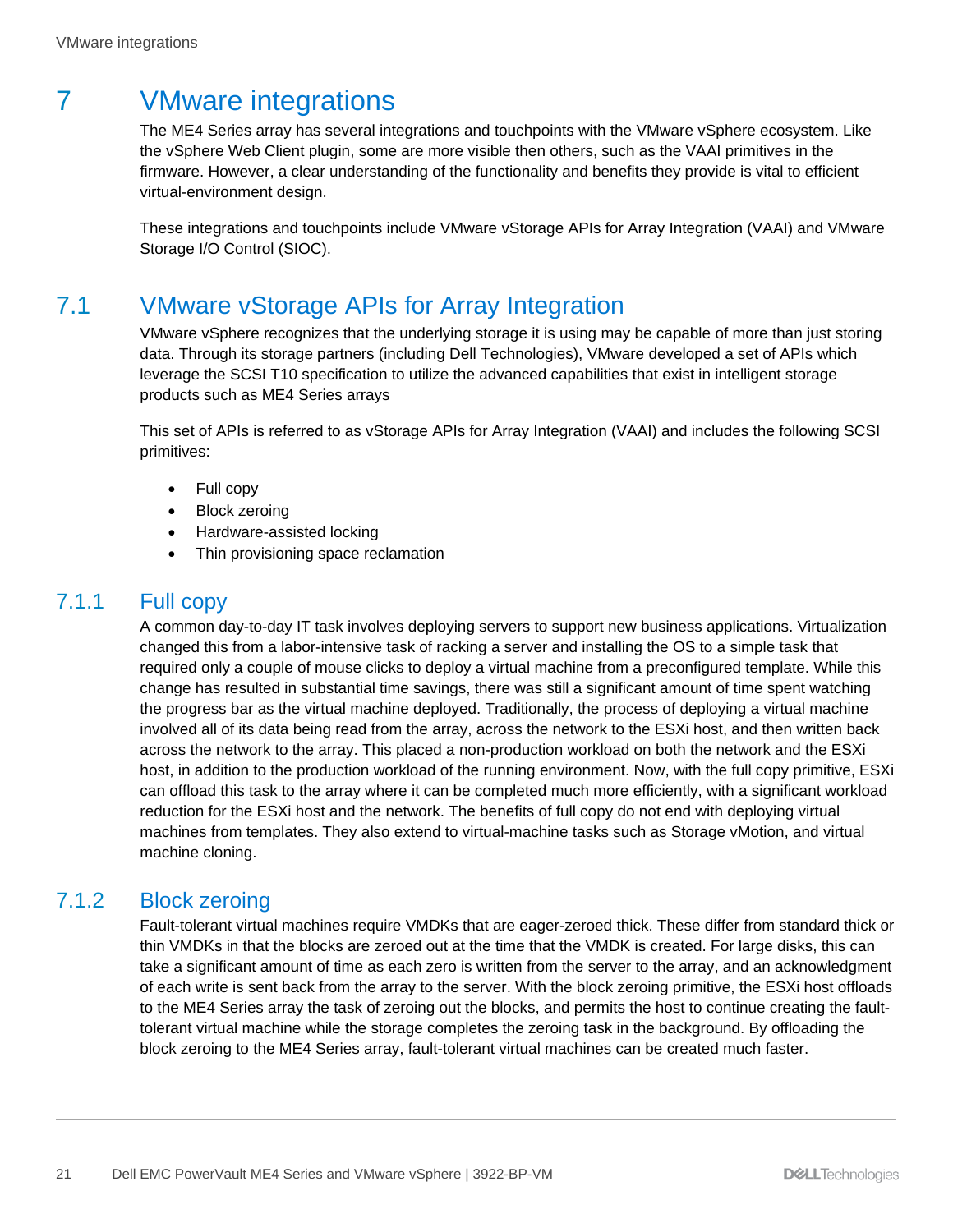# 7 VMware integrations

The ME4 Series array has several integrations and touchpoints with the VMware vSphere ecosystem. Like the vSphere Web Client plugin, some are more visible then others, such as the VAAI primitives in the firmware. However, a clear understanding of the functionality and benefits they provide is vital to efficient virtual-environment design.

These integrations and touchpoints include VMware vStorage APIs for Array Integration (VAAI) and VMware Storage I/O Control (SIOC).

## 7.1 VMware vStorage APIs for Array Integration

VMware vSphere recognizes that the underlying storage it is using may be capable of more than just storing data. Through its storage partners (including Dell Technologies), VMware developed a set of APIs which leverage the SCSI T10 specification to utilize the advanced capabilities that exist in intelligent storage products such as ME4 Series arrays

This set of APIs is referred to as vStorage APIs for Array Integration (VAAI) and includes the following SCSI primitives:

- Full copy
- Block zeroing
- Hardware-assisted locking
- Thin provisioning space reclamation

### 7.1.1 Full copy

A common day-to-day IT task involves deploying servers to support new business applications. Virtualization changed this from a labor-intensive task of racking a server and installing the OS to a simple task that required only a couple of mouse clicks to deploy a virtual machine from a preconfigured template. While this change has resulted in substantial time savings, there was still a significant amount of time spent watching the progress bar as the virtual machine deployed. Traditionally, the process of deploying a virtual machine involved all of its data being read from the array, across the network to the ESXi host, and then written back across the network to the array. This placed a non-production workload on both the network and the ESXi host, in addition to the production workload of the running environment. Now, with the full copy primitive, ESXi can offload this task to the array where it can be completed much more efficiently, with a significant workload reduction for the ESXi host and the network. The benefits of full copy do not end with deploying virtual machines from templates. They also extend to virtual-machine tasks such as Storage vMotion, and virtual machine cloning.

### 7.1.2 Block zeroing

Fault-tolerant virtual machines require VMDKs that are eager-zeroed thick. These differ from standard thick or thin VMDKs in that the blocks are zeroed out at the time that the VMDK is created. For large disks, this can take a significant amount of time as each zero is written from the server to the array, and an acknowledgment of each write is sent back from the array to the server. With the block zeroing primitive, the ESXi host offloads to the ME4 Series array the task of zeroing out the blocks, and permits the host to continue creating the fault-tolerant virtual machine while the storage completes the zeroing task in the background. By offloading the block zeroing to the ME4 Series array, fault-tolerant virtual machines can be created much faster.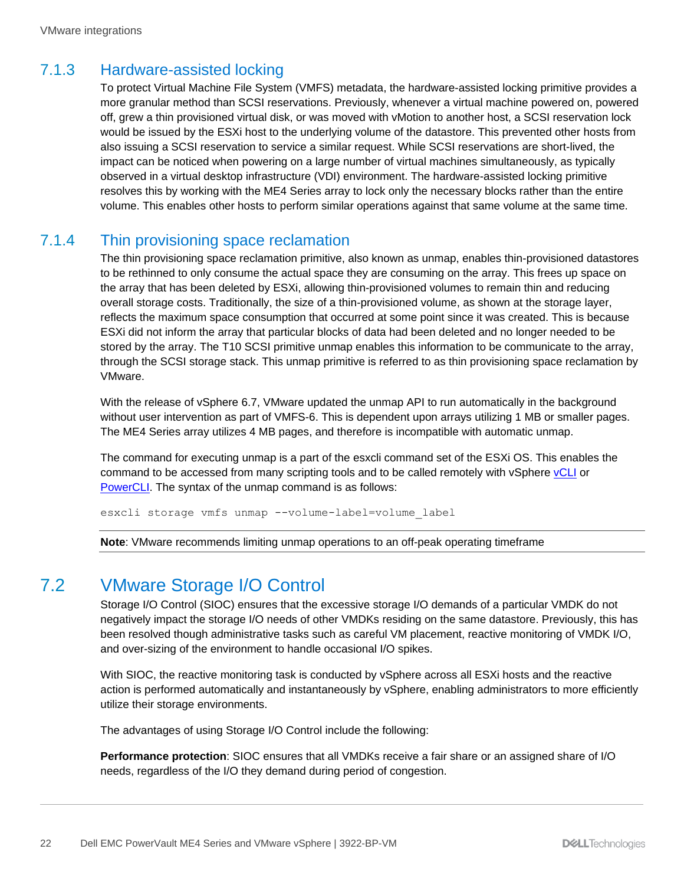### 7.1.3 Hardware-assisted locking

To protect Virtual Machine File System (VMFS) metadata, the hardware-assisted locking primitive provides a more granular method than SCSI reservations. Previously, whenever a virtual machine powered on, powered off, grew a thin provisioned virtual disk, or was moved with vMotion to another host, a SCSI reservation lock would be issued by the ESXi host to the underlying volume of the datastore. This prevented other hosts from also issuing a SCSI reservation to service a similar request. While SCSI reservations are short-lived, the impact can be noticed when powering on a large number of virtual machines simultaneously, as typically observed in a virtual desktop infrastructure (VDI) environment. The hardware-assisted locking primitive resolves this by working with the ME4 Series array to lock only the necessary blocks rather than the entire volume. This enables other hosts to perform similar operations against that same volume at the same time.

### 7.1.4 Thin provisioning space reclamation

The thin provisioning space reclamation primitive, also known as unmap, enables thin-provisioned datastores to be rethinned to only consume the actual space they are consuming on the array. This frees up space on the array that has been deleted by ESXi, allowing thin-provisioned volumes to remain thin and reducing overall storage costs. Traditionally, the size of a thin-provisioned volume, as shown at the storage layer, reflects the maximum space consumption that occurred at some point since it was created. This is because ESXi did not inform the array that particular blocks of data had been deleted and no longer needed to be stored by the array. The T10 SCSI primitive unmap enables this information to be communicate to the array, through the SCSI storage stack. This unmap primitive is referred to as thin provisioning space reclamation by VMware.

With the release of vSphere 6.7, VMware updated the unmap API to run automatically in the background without user intervention as part of VMFS-6. This is dependent upon arrays utilizing 1 MB or smaller pages. The ME4 Series array utilizes 4 MB pages, and therefore is incompatible with automatic unmap.

The command for executing unmap is a part of the esxcli command set of the ESXi OS. This enables the command to be accessed from many scripting tools and to be called remotely with vSphere vCLI or PowerCLI. The syntax of the unmap command is as follows:

```
esxcli storage vmfs unmap --volume-label=volume_label
```

**Note**: VMware recommends limiting unmap operations to an off-peak operating timeframe

## 7.2 VMware Storage I/O Control

Storage I/O Control (SIOC) ensures that the excessive storage I/O demands of a particular VMDK do not negatively impact the storage I/O needs of other VMDKs residing on the same datastore. Previously, this has been resolved though administrative tasks such as careful VM placement, reactive monitoring of VMDK I/O, and over-sizing of the environment to handle occasional I/O spikes.

With SIOC, the reactive monitoring task is conducted by vSphere across all ESXi hosts and the reactive action is performed automatically and instantaneously by vSphere, enabling administrators to more efficiently utilize their storage environments.

The advantages of using Storage I/O Control include the following:

**Performance protection**: SIOC ensures that all VMDKs receive a fair share or an assigned share of I/O needs, regardless of the I/O they demand during period of congestion.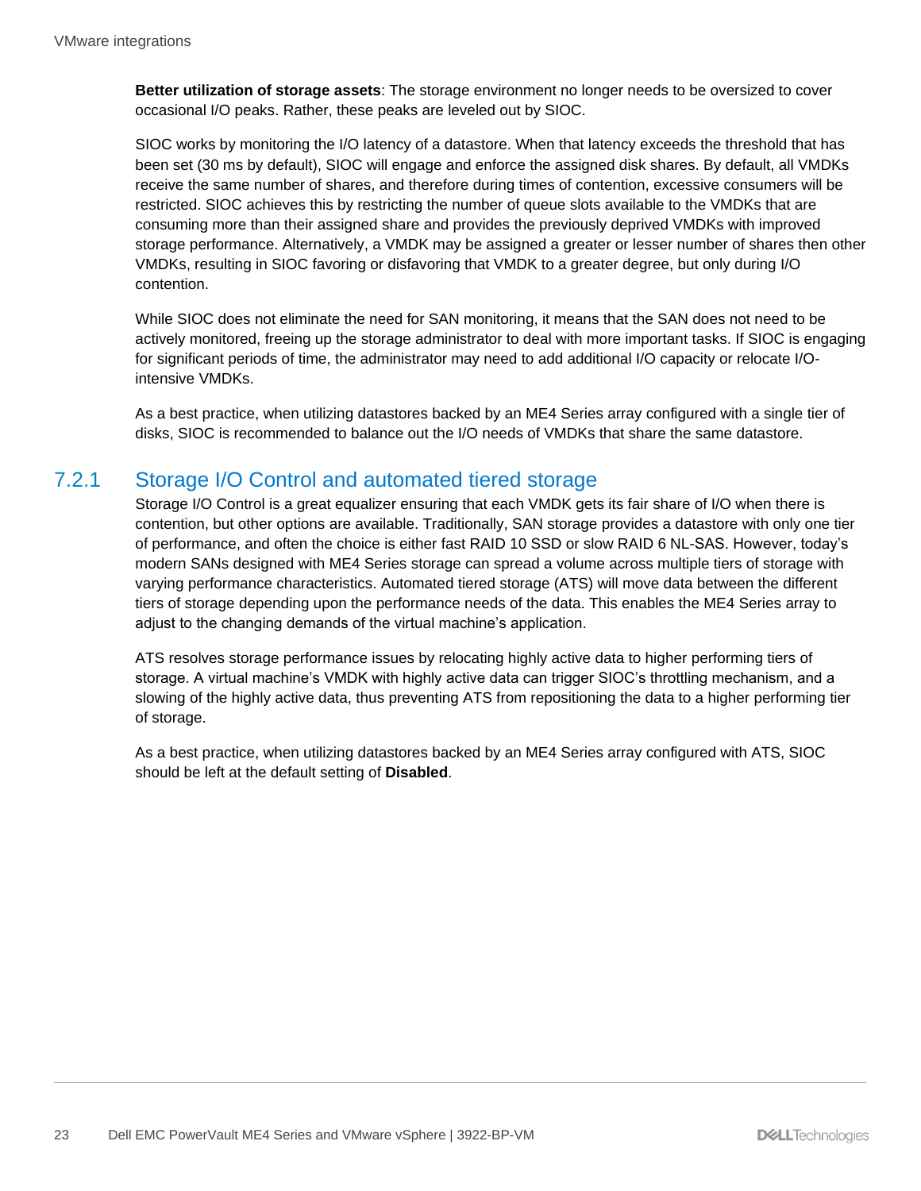**Better utilization of storage assets**: The storage environment no longer needs to be oversized to cover occasional I/O peaks. Rather, these peaks are leveled out by SIOC.

SIOC works by monitoring the I/O latency of a datastore. When that latency exceeds the threshold that has been set (30 ms by default), SIOC will engage and enforce the assigned disk shares. By default, all VMDKs receive the same number of shares, and therefore during times of contention, excessive consumers will be restricted. SIOC achieves this by restricting the number of queue slots available to the VMDKs that are consuming more than their assigned share and provides the previously deprived VMDKs with improved storage performance. Alternatively, a VMDK may be assigned a greater or lesser number of shares then other VMDKs, resulting in SIOC favoring or disfavoring that VMDK to a greater degree, but only during I/O contention.

While SIOC does not eliminate the need for SAN monitoring, it means that the SAN does not need to be actively monitored, freeing up the storage administrator to deal with more important tasks. If SIOC is engaging for significant periods of time, the administrator may need to add additional I/O capacity or relocate I/O-intensive VMDKs.

As a best practice, when utilizing datastores backed by an ME4 Series array configured with a single tier of disks, SIOC is recommended to balance out the I/O needs of VMDKs that share the same datastore.

### 7.2.1 Storage I/O Control and automated tiered storage

Storage I/O Control is a great equalizer ensuring that each VMDK gets its fair share of I/O when there is contention, but other options are available. Traditionally, SAN storage provides a datastore with only one tier of performance, and often the choice is either fast RAID 10 SSD or slow RAID 6 NL-SAS. However, today's modern SANs designed with ME4 Series storage can spread a volume across multiple tiers of storage with varying performance characteristics. Automated tiered storage (ATS) will move data between the different tiers of storage depending upon the performance needs of the data. This enables the ME4 Series array to adjust to the changing demands of the virtual machine's application.

ATS resolves storage performance issues by relocating highly active data to higher performing tiers of storage. A virtual machine's VMDK with highly active data can trigger SIOC's throttling mechanism, and a slowing of the highly active data, thus preventing ATS from repositioning the data to a higher performing tier of storage.

As a best practice, when utilizing datastores backed by an ME4 Series array configured with ATS, SIOC should be left at the default setting of **Disabled**.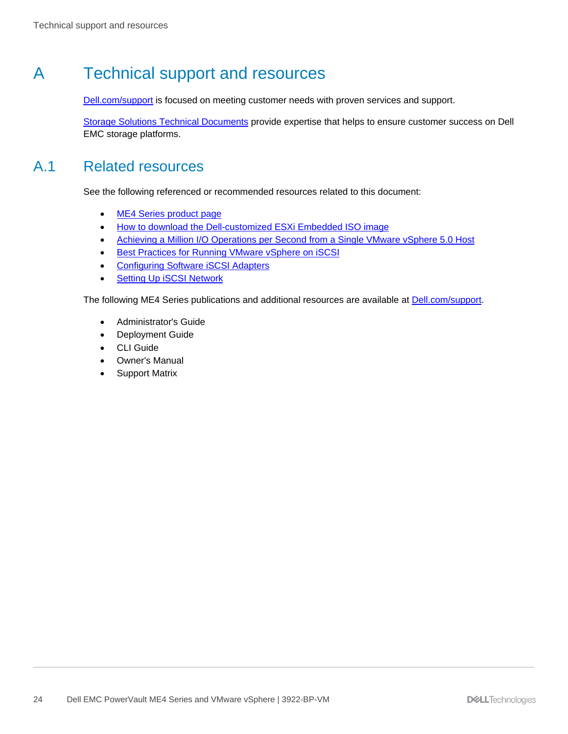# A Technical support and resources

Dell.com/support is focused on meeting customer needs with proven services and support.

Storage Solutions Technical Documents provide expertise that helps to ensure customer success on Dell EMC storage platforms.

## A.1 Related resources

See the following referenced or recommended resources related to this document:

- ME4 Series product page
- How to download the Dell-customized ESXi Embedded ISO image
- Achieving a Million I/O Operations per Second from a Single VMware vSphere 5.0 Host
- Best Practices for Running VMware vSphere on iSCSI
- Configuring Software iSCSI Adapters
- Setting Up iSCSI Network

The following ME4 Series publications and additional resources are available at Dell.com/support.

- Administrator's Guide
- Deployment Guide
- CLI Guide
- Owner's Manual
- Support Matrix